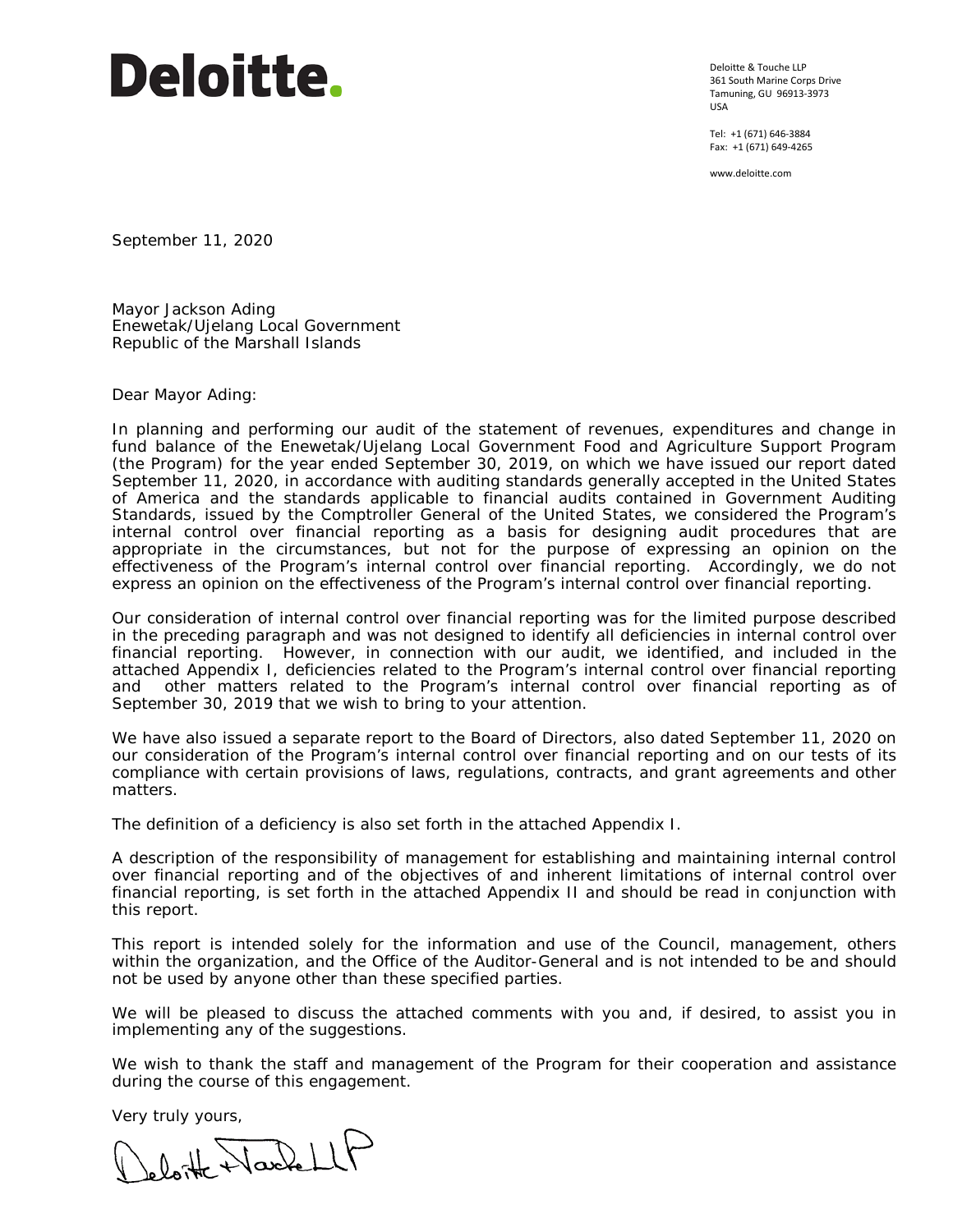**Deloitte.**

Deloitte & Touche LLP
361 South Marine Corps Drive
Tamuning, GU 96913-3973
USA

Tel: +1 (671) 646-3884
Fax: +1 (671) 649-4265

www.deloitte.com

September 11, 2020

Mayor Jackson Ading
Enewetak/Ujelang Local Government
Republic of the Marshall Islands

Dear Mayor Ading:

In planning and performing our audit of the statement of revenues, expenditures and change in fund balance of the Enewetak/Ujelang Local Government Food and Agriculture Support Program (the Program) for the year ended September 30, 2019, on which we have issued our report dated September 11, 2020, in accordance with auditing standards generally accepted in the United States of America and the standards applicable to financial audits contained in Government Auditing Standards, issued by the Comptroller General of the United States, we considered the Program's internal control over financial reporting as a basis for designing audit procedures that are appropriate in the circumstances, but not for the purpose of expressing an opinion on the effectiveness of the Program's internal control over financial reporting. Accordingly, we do not express an opinion on the effectiveness of the Program's internal control over financial reporting.

Our consideration of internal control over financial reporting was for the limited purpose described in the preceding paragraph and was not designed to identify all deficiencies in internal control over financial reporting. However, in connection with our audit, we identified, and included in the attached Appendix I, deficiencies related to the Program's internal control over financial reporting and other matters related to the Program's internal control over financial reporting as of September 30, 2019 that we wish to bring to your attention.

We have also issued a separate report to the Board of Directors, also dated September 11, 2020 on our consideration of the Program's internal control over financial reporting and on our tests of its compliance with certain provisions of laws, regulations, contracts, and grant agreements and other matters.

The definition of a deficiency is also set forth in the attached Appendix I.

A description of the responsibility of management for establishing and maintaining internal control over financial reporting and of the objectives of and inherent limitations of internal control over financial reporting, is set forth in the attached Appendix II and should be read in conjunction with this report.

This report is intended solely for the information and use of the Council, management, others within the organization, and the Office of the Auditor-General and is not intended to be and should not be used by anyone other than these specified parties.

We will be pleased to discuss the attached comments with you and, if desired, to assist you in implementing any of the suggestions.

We wish to thank the staff and management of the Program for their cooperation and assistance during the course of this engagement.

Very truly yours,

Deloitte & Touche LLP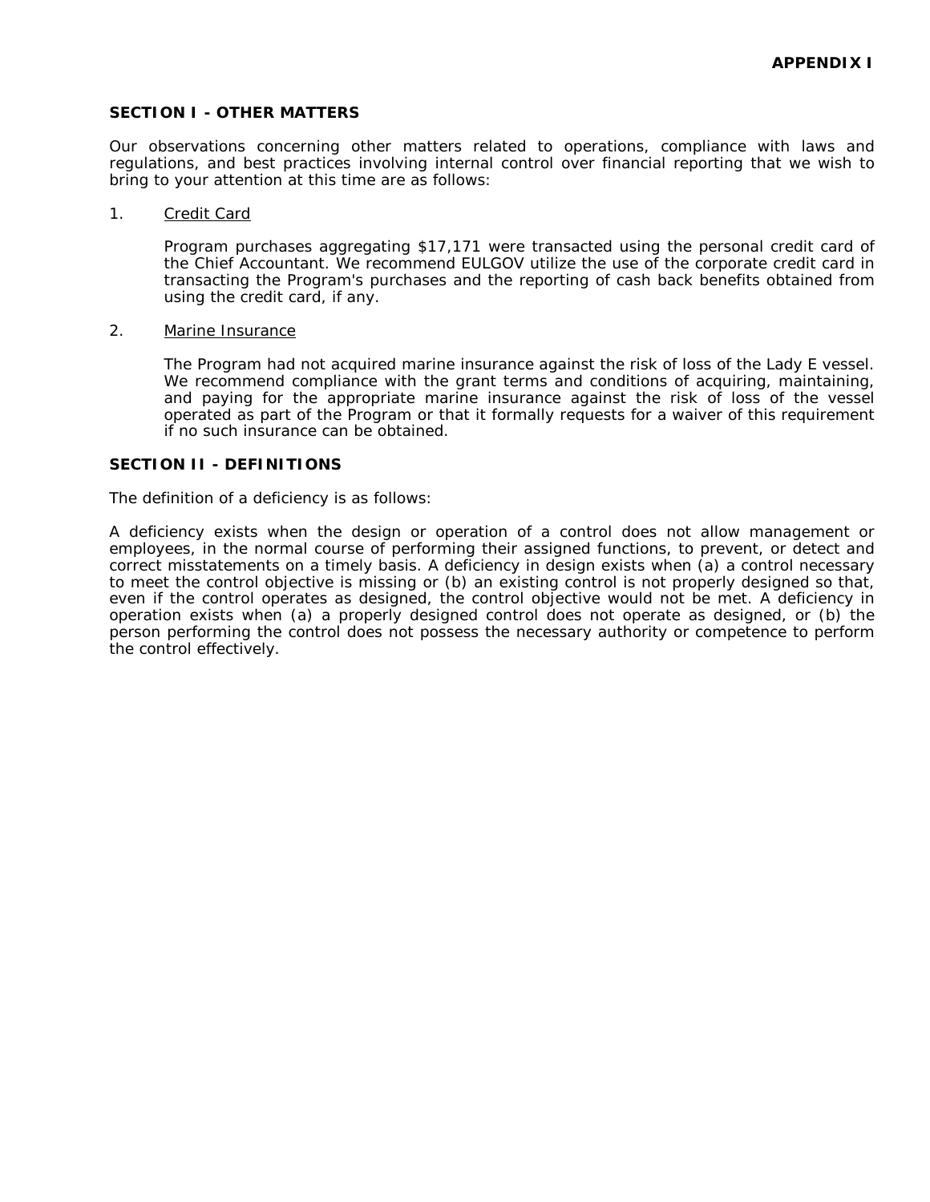**APPENDIX I**

## SECTION I - OTHER MATTERS

Our observations concerning other matters related to operations, compliance with laws and regulations, and best practices involving internal control over financial reporting that we wish to bring to your attention at this time are as follows:

1. Credit Card

   Program purchases aggregating $17,171 were transacted using the personal credit card of the Chief Accountant. We recommend EULGOV utilize the use of the corporate credit card in transacting the Program's purchases and the reporting of cash back benefits obtained from using the credit card, if any.

2. Marine Insurance

   The Program had not acquired marine insurance against the risk of loss of the Lady E vessel. We recommend compliance with the grant terms and conditions of acquiring, maintaining, and paying for the appropriate marine insurance against the risk of loss of the vessel operated as part of the Program or that it formally requests for a waiver of this requirement if no such insurance can be obtained.

## SECTION II - DEFINITIONS

The definition of a deficiency is as follows:

A deficiency exists when the design or operation of a control does not allow management or employees, in the normal course of performing their assigned functions, to prevent, or detect and correct misstatements on a timely basis. A deficiency in design exists when (a) a control necessary to meet the control objective is missing or (b) an existing control is not properly designed so that, even if the control operates as designed, the control objective would not be met. A deficiency in operation exists when (a) a properly designed control does not operate as designed, or (b) the person performing the control does not possess the necessary authority or competence to perform the control effectively.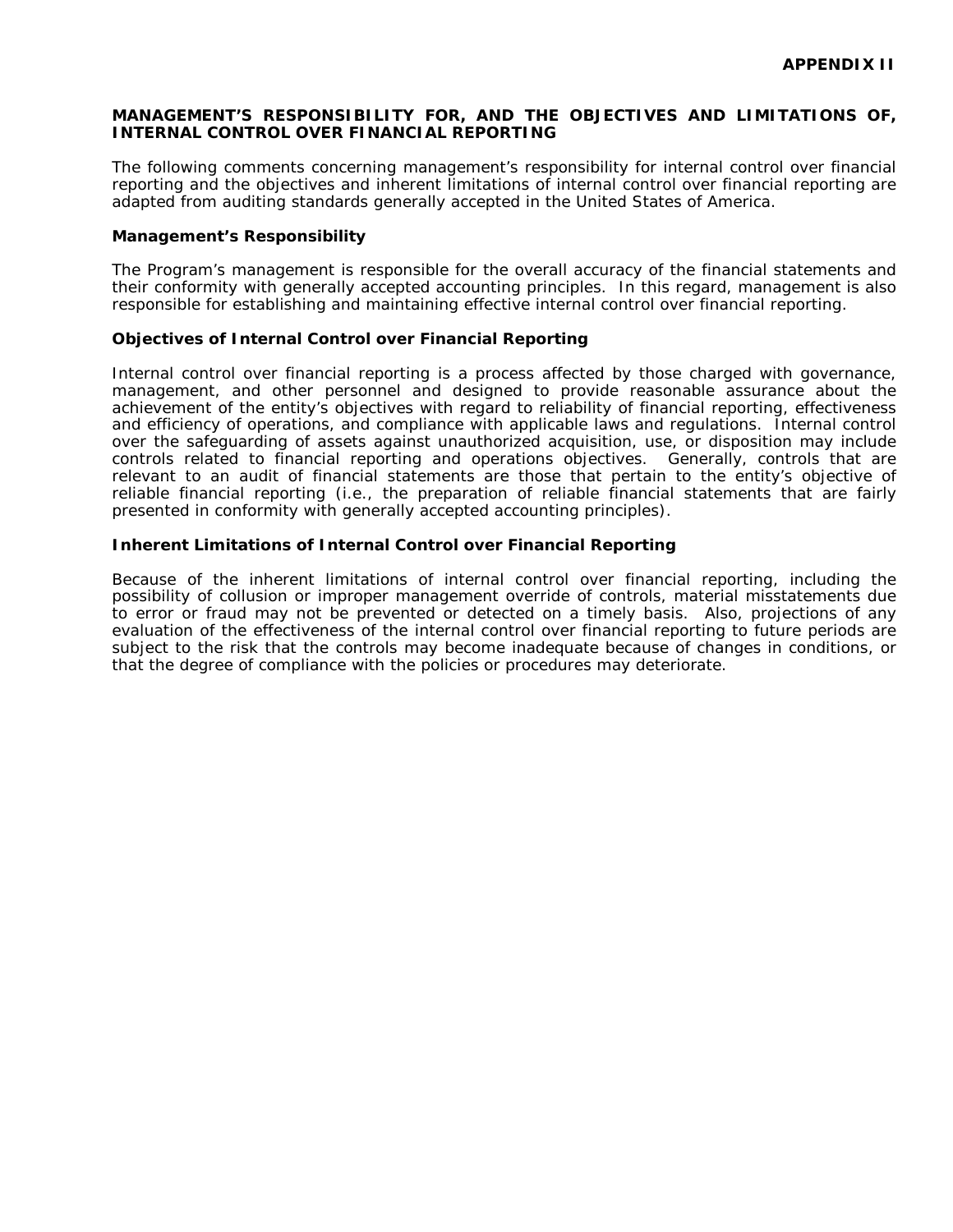**APPENDIX II**

## MANAGEMENT'S RESPONSIBILITY FOR, AND THE OBJECTIVES AND LIMITATIONS OF, INTERNAL CONTROL OVER FINANCIAL REPORTING

The following comments concerning management's responsibility for internal control over financial reporting and the objectives and inherent limitations of internal control over financial reporting are adapted from auditing standards generally accepted in the United States of America.

### Management's Responsibility

The Program's management is responsible for the overall accuracy of the financial statements and their conformity with generally accepted accounting principles. In this regard, management is also responsible for establishing and maintaining effective internal control over financial reporting.

### Objectives of Internal Control over Financial Reporting

Internal control over financial reporting is a process affected by those charged with governance, management, and other personnel and designed to provide reasonable assurance about the achievement of the entity's objectives with regard to reliability of financial reporting, effectiveness and efficiency of operations, and compliance with applicable laws and regulations. Internal control over the safeguarding of assets against unauthorized acquisition, use, or disposition may include controls related to financial reporting and operations objectives. Generally, controls that are relevant to an audit of financial statements are those that pertain to the entity's objective of reliable financial reporting (i.e., the preparation of reliable financial statements that are fairly presented in conformity with generally accepted accounting principles).

### Inherent Limitations of Internal Control over Financial Reporting

Because of the inherent limitations of internal control over financial reporting, including the possibility of collusion or improper management override of controls, material misstatements due to error or fraud may not be prevented or detected on a timely basis. Also, projections of any evaluation of the effectiveness of the internal control over financial reporting to future periods are subject to the risk that the controls may become inadequate because of changes in conditions, or that the degree of compliance with the policies or procedures may deteriorate.